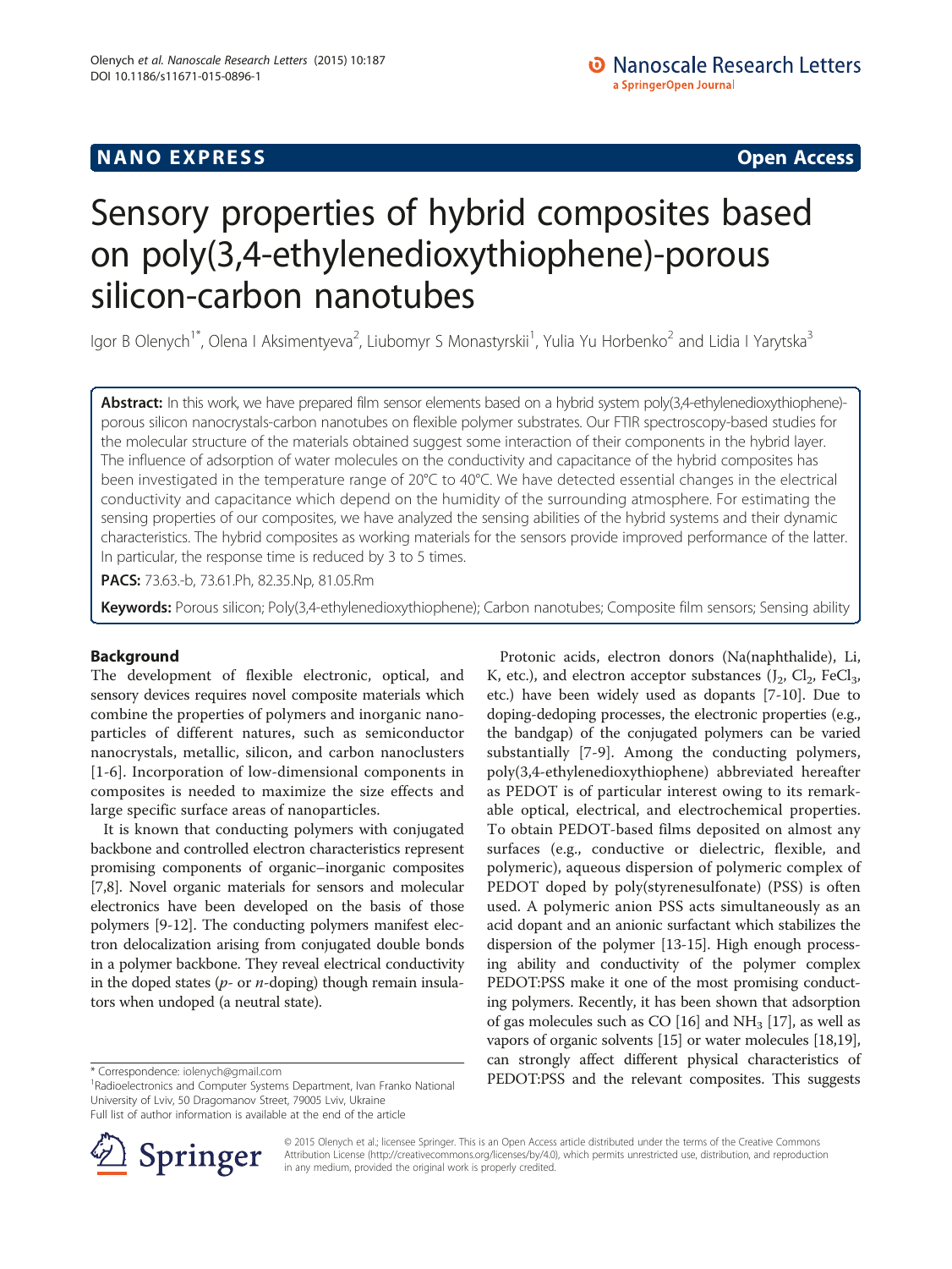NANO EXPRESS

Open Access

# Sensory properties of hybrid composites based on poly(3,4-ethylenedioxythiophene)-porous silicon-carbon nanotubes

Igor B Olenych[1*], Olena I Aksimentyeva[2], Liubomyr S Monastyrskii[1], Yulia Yu Horbenko[2] and Lidia I Yarytska[3]

**Abstract:** In this work, we have prepared film sensor elements based on a hybrid system poly(3,4-ethylenedioxythiophene)-porous silicon nanocrystals-carbon nanotubes on flexible polymer substrates. Our FTIR spectroscopy-based studies for the molecular structure of the materials obtained suggest some interaction of their components in the hybrid layer. The influence of adsorption of water molecules on the conductivity and capacitance of the hybrid composites has been investigated in the temperature range of 20°C to 40°C. We have detected essential changes in the electrical conductivity and capacitance which depend on the humidity of the surrounding atmosphere. For estimating the sensing properties of our composites, we have analyzed the sensing abilities of the hybrid systems and their dynamic characteristics. The hybrid composites as working materials for the sensors provide improved performance of the latter. In particular, the response time is reduced by 3 to 5 times.

**PACS:** 73.63.-b, 73.61.Ph, 82.35.Np, 81.05.Rm

**Keywords:** Porous silicon; Poly(3,4-ethylenedioxythiophene); Carbon nanotubes; Composite film sensors; Sensing ability

## Background

The development of flexible electronic, optical, and sensory devices requires novel composite materials which combine the properties of polymers and inorganic nanoparticles of different natures, such as semiconductor nanocrystals, metallic, silicon, and carbon nanoclusters [1-6]. Incorporation of low-dimensional components in composites is needed to maximize the size effects and large specific surface areas of nanoparticles.

It is known that conducting polymers with conjugated backbone and controlled electron characteristics represent promising components of organic–inorganic composites [7,8]. Novel organic materials for sensors and molecular electronics have been developed on the basis of those polymers [9-12]. The conducting polymers manifest electron delocalization arising from conjugated double bonds in a polymer backbone. They reveal electrical conductivity in the doped states (*p*- or *n*-doping) though remain insulators when undoped (a neutral state).

Protonic acids, electron donors (Na(naphthalide), Li, K, etc.), and electron acceptor substances ($J_2$, $Cl_2$, $FeCl_3$, etc.) have been widely used as dopants [7-10]. Due to doping-dedoping processes, the electronic properties (e.g., the bandgap) of the conjugated polymers can be varied substantially [7-9]. Among the conducting polymers, poly(3,4-ethylenedioxythiophene) abbreviated hereafter as PEDOT is of particular interest owing to its remarkable optical, electrical, and electrochemical properties. To obtain PEDOT-based films deposited on almost any surfaces (e.g., conductive or dielectric, flexible, and polymeric), aqueous dispersion of polymeric complex of PEDOT doped by poly(styrenesulfonate) (PSS) is often used. A polymeric anion PSS acts simultaneously as an acid dopant and an anionic surfactant which stabilizes the dispersion of the polymer [13-15]. High enough processing ability and conductivity of the polymer complex PEDOT:PSS make it one of the most promising conducting polymers. Recently, it has been shown that adsorption of gas molecules such as CO [16] and $NH_3$ [17], as well as vapors of organic solvents [15] or water molecules [18,19], can strongly affect different physical characteristics of PEDOT:PSS and the relevant composites. This suggests

* Correspondence: iolenych@gmail.com
[1]Radioelectronics and Computer Systems Department, Ivan Franko National University of Lviv, 50 Dragomanov Street, 79005 Lviv, Ukraine
Full list of author information is available at the end of the article

© 2015 Olenych et al.; licensee Springer. This is an Open Access article distributed under the terms of the Creative Commons Attribution License (http://creativecommons.org/licenses/by/4.0), which permits unrestricted use, distribution, and reproduction in any medium, provided the original work is properly credited.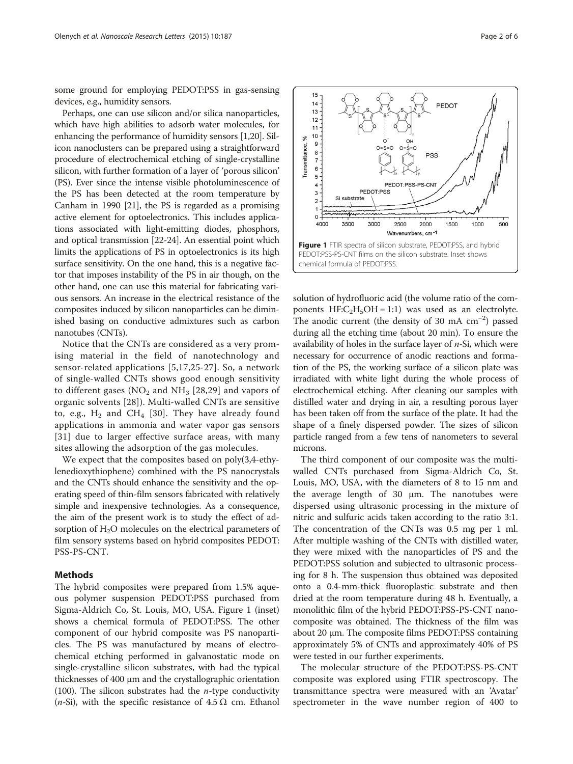some ground for employing PEDOT:PSS in gas-sensing devices, e.g., humidity sensors.

Perhaps, one can use silicon and/or silica nanoparticles, which have high abilities to adsorb water molecules, for enhancing the performance of humidity sensors [1,20]. Silicon nanoclusters can be prepared using a straightforward procedure of electrochemical etching of single-crystalline silicon, with further formation of a layer of 'porous silicon' (PS). Ever since the intense visible photoluminescence of the PS has been detected at the room temperature by Canham in 1990 [21], the PS is regarded as a promising active element for optoelectronics. This includes applications associated with light-emitting diodes, phosphors, and optical transmission [22-24]. An essential point which limits the applications of PS in optoelectronics is its high surface sensitivity. On the one hand, this is a negative factor that imposes instability of the PS in air though, on the other hand, one can use this material for fabricating various sensors. An increase in the electrical resistance of the composites induced by silicon nanoparticles can be diminished basing on conductive admixtures such as carbon nanotubes (CNTs).

Notice that the CNTs are considered as a very promising material in the field of nanotechnology and sensor-related applications [5,17,25-27]. So, a network of single-walled CNTs shows good enough sensitivity to different gases ($NO_2$ and $NH_3$ [28,29] and vapors of organic solvents [28]). Multi-walled CNTs are sensitive to, e.g., $H_2$ and $CH_4$ [30]. They have already found applications in ammonia and water vapor gas sensors [31] due to larger effective surface areas, with many sites allowing the adsorption of the gas molecules.

We expect that the composites based on poly(3,4-ethylenedioxythiophene) combined with the PS nanocrystals and the CNTs should enhance the sensitivity and the operating speed of thin-film sensors fabricated with relatively simple and inexpensive technologies. As a consequence, the aim of the present work is to study the effect of adsorption of $H_2O$ molecules on the electrical parameters of film sensory systems based on hybrid composites PEDOT:PSS-PS-CNT.

## Methods

The hybrid composites were prepared from 1.5% aqueous polymer suspension PEDOT:PSS purchased from Sigma-Aldrich Co, St. Louis, MO, USA. Figure 1 (inset) shows a chemical formula of PEDOT:PSS. The other component of our hybrid composite was PS nanoparticles. The PS was manufactured by means of electrochemical etching performed in galvanostatic mode on single-crystalline silicon substrates, with had the typical thicknesses of 400 μm and the crystallographic orientation (100). The silicon substrates had the *n*-type conductivity (*n*-Si), with the specific resistance of 4.5 Ω cm. Ethanol solution of hydrofluoric acid (the volume ratio of the components $HF:C_2H_5OH = 1:1$) was used as an electrolyte. The anodic current (the density of 30 mA $cm^{-2}$) passed during all the etching time (about 20 min). To ensure the availability of holes in the surface layer of *n*-Si, which were necessary for occurrence of anodic reactions and formation of the PS, the working surface of a silicon plate was irradiated with white light during the whole process of electrochemical etching. After cleaning our samples with distilled water and drying in air, a resulting porous layer has been taken off from the surface of the plate. It had the shape of a finely dispersed powder. The sizes of silicon particle ranged from a few tens of nanometers to several microns.

Figure 1 FTIR spectra of silicon substrate, PEDOT:PSS, and hybrid PEDOT:PSS-PS-CNT films on the silicon substrate. Inset shows chemical formula of PEDOT:PSS.

The third component of our composite was the multi-walled CNTs purchased from Sigma-Aldrich Co, St. Louis, MO, USA, with the diameters of 8 to 15 nm and the average length of 30 μm. The nanotubes were dispersed using ultrasonic processing in the mixture of nitric and sulfuric acids taken according to the ratio 3:1. The concentration of the CNTs was 0.5 mg per 1 ml. After multiple washing of the CNTs with distilled water, they were mixed with the nanoparticles of PS and the PEDOT:PSS solution and subjected to ultrasonic processing for 8 h. The suspension thus obtained was deposited onto a 0.4-mm-thick fluoroplastic substrate and then dried at the room temperature during 48 h. Eventually, a monolithic film of the hybrid PEDOT:PSS-PS-CNT nanocomposite was obtained. The thickness of the film was about 20 μm. The composite films PEDOT:PSS containing approximately 5% of CNTs and approximately 40% of PS were tested in our further experiments.

The molecular structure of the PEDOT:PSS-PS-CNT composite was explored using FTIR spectroscopy. The transmittance spectra were measured with an 'Avatar' spectrometer in the wave number region of 400 to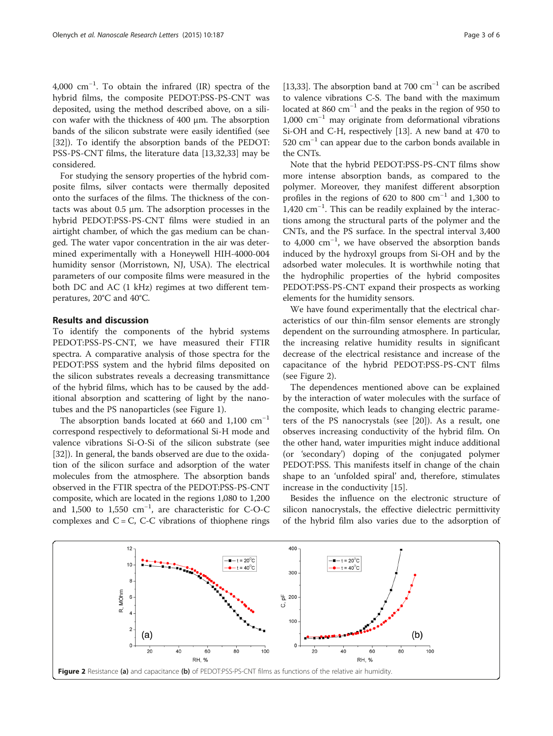4,000 $cm^{-1}$. To obtain the infrared (IR) spectra of the hybrid films, the composite PEDOT:PSS-PS-CNT was deposited, using the method described above, on a silicon wafer with the thickness of 400 μm. The absorption bands of the silicon substrate were easily identified (see [32]). To identify the absorption bands of the PEDOT:PSS-PS-CNT films, the literature data [13,32,33] may be considered.

For studying the sensory properties of the hybrid composite films, silver contacts were thermally deposited onto the surfaces of the films. The thickness of the contacts was about 0.5 μm. The adsorption processes in the hybrid PEDOT:PSS-PS-CNT films were studied in an airtight chamber, of which the gas medium can be changed. The water vapor concentration in the air was determined experimentally with a Honeywell HIH-4000-004 humidity sensor (Morristown, NJ, USA). The electrical parameters of our composite films were measured in the both DC and AC (1 kHz) regimes at two different temperatures, 20°C and 40°C.

## Results and discussion

To identify the components of the hybrid systems PEDOT:PSS-PS-CNT, we have measured their FTIR spectra. A comparative analysis of those spectra for the PEDOT:PSS system and the hybrid films deposited on the silicon substrates reveals a decreasing transmittance of the hybrid films, which has to be caused by the additional absorption and scattering of light by the nanotubes and the PS nanoparticles (see Figure 1).

The absorption bands located at 660 and 1,100 $cm^{-1}$ correspond respectively to deformational Si-H mode and valence vibrations Si-O-Si of the silicon substrate (see [32]). In general, the bands observed are due to the oxidation of the silicon surface and adsorption of the water molecules from the atmosphere. The absorption bands observed in the FTIR spectra of the PEDOT:PSS-PS-CNT composite, which are located in the regions 1,080 to 1,200 and 1,500 to 1,550 $cm^{-1}$, are characteristic for C-O-C complexes and C = C, C-C vibrations of thiophene rings [13,33]. The absorption band at 700 $cm^{-1}$ can be ascribed to valence vibrations C-S. The band with the maximum located at 860 $cm^{-1}$ and the peaks in the region of 950 to 1,000 $cm^{-1}$ may originate from deformational vibrations Si-OH and C-H, respectively [13]. A new band at 470 to 520 $cm^{-1}$ can appear due to the carbon bonds available in the CNTs.

Note that the hybrid PEDOT:PSS-PS-CNT films show more intense absorption bands, as compared to the polymer. Moreover, they manifest different absorption profiles in the regions of 620 to 800 $cm^{-1}$ and 1,300 to 1,420 $cm^{-1}$. This can be readily explained by the interactions among the structural parts of the polymer and the CNTs, and the PS surface. In the spectral interval 3,400 to 4,000 $cm^{-1}$, we have observed the absorption bands induced by the hydroxyl groups from Si-OH and by the adsorbed water molecules. It is worthwhile noting that the hydrophilic properties of the hybrid composites PEDOT:PSS-PS-CNT expand their prospects as working elements for the humidity sensors.

We have found experimentally that the electrical characteristics of our thin-film sensor elements are strongly dependent on the surrounding atmosphere. In particular, the increasing relative humidity results in significant decrease of the electrical resistance and increase of the capacitance of the hybrid PEDOT:PSS-PS-CNT films (see Figure 2).

The dependences mentioned above can be explained by the interaction of water molecules with the surface of the composite, which leads to changing electric parameters of the PS nanocrystals (see [20]). As a result, one observes increasing conductivity of the hybrid film. On the other hand, water impurities might induce additional (or 'secondary') doping of the conjugated polymer PEDOT:PSS. This manifests itself in change of the chain shape to an 'unfolded spiral' and, therefore, stimulates increase in the conductivity [15].

Besides the influence on the electronic structure of silicon nanocrystals, the effective dielectric permittivity of the hybrid film also varies due to the adsorption of

**Figure 2** Resistance **(a)** and capacitance **(b)** of PEDOT:PSS-PS-CNT films as functions of the relative air humidity.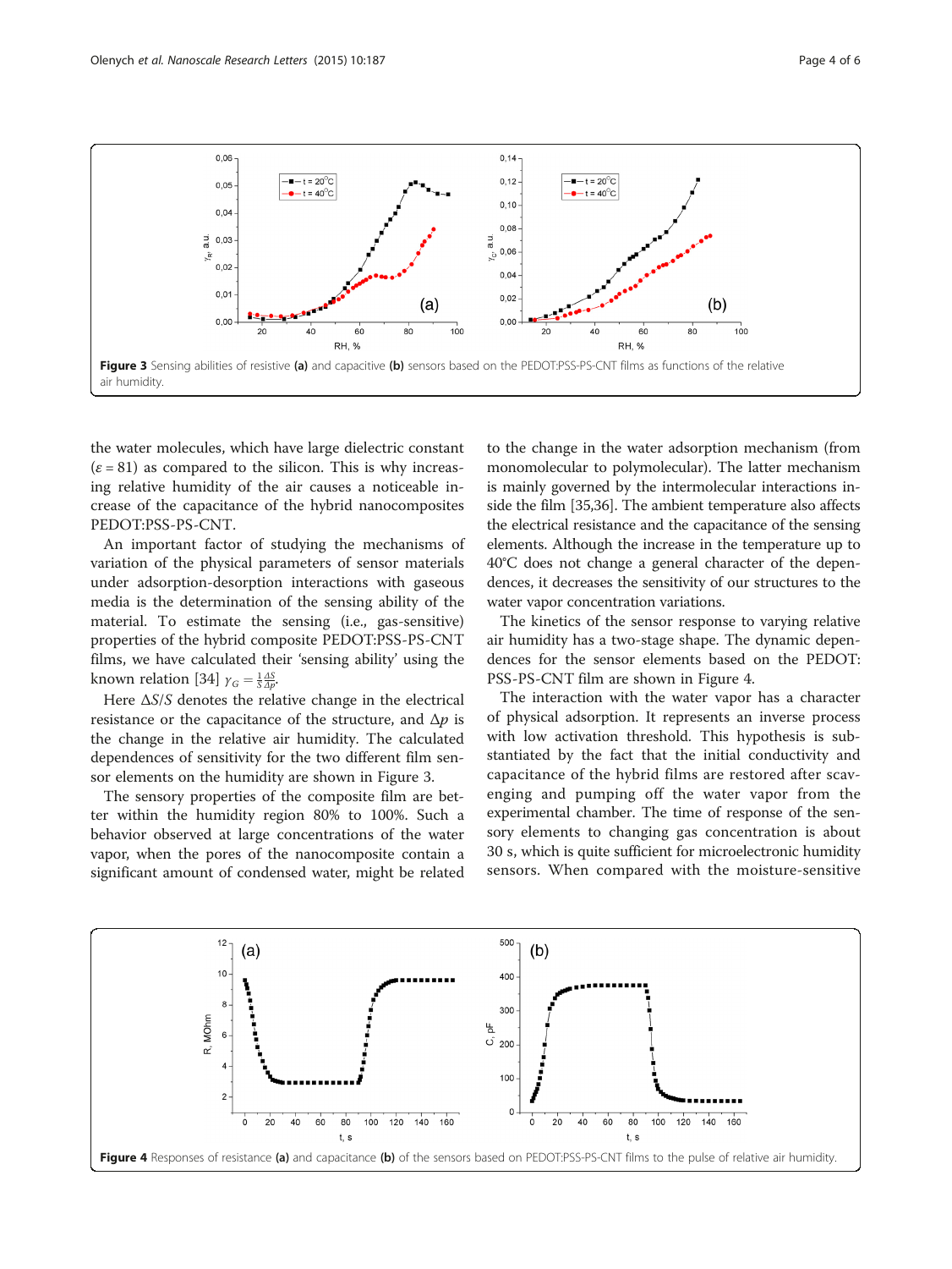Figure 3 Sensing abilities of resistive (a) and capacitive (b) sensors based on the PEDOT:PSS-PS-CNT films as functions of the relative air humidity.

the water molecules, which have large dielectric constant ($\varepsilon = 81$) as compared to the silicon. This is why increasing relative humidity of the air causes a noticeable increase of the capacitance of the hybrid nanocomposites PEDOT:PSS-PS-CNT.

An important factor of studying the mechanisms of variation of the physical parameters of sensor materials under adsorption-desorption interactions with gaseous media is the determination of the sensing ability of the material. To estimate the sensing (i.e., gas-sensitive) properties of the hybrid composite PEDOT:PSS-PS-CNT films, we have calculated their 'sensing ability' using the known relation [34] $\gamma_G = \frac{1}{S}\frac{\Delta S}{\Delta p}$.

Here $\Delta S/S$ denotes the relative change in the electrical resistance or the capacitance of the structure, and $\Delta p$ is the change in the relative air humidity. The calculated dependences of sensitivity for the two different film sensor elements on the humidity are shown in Figure 3.

The sensory properties of the composite film are better within the humidity region 80% to 100%. Such a behavior observed at large concentrations of the water vapor, when the pores of the nanocomposite contain a significant amount of condensed water, might be related to the change in the water adsorption mechanism (from monomolecular to polymolecular). The latter mechanism is mainly governed by the intermolecular interactions inside the film [35,36]. The ambient temperature also affects the electrical resistance and the capacitance of the sensing elements. Although the increase in the temperature up to 40°C does not change a general character of the dependences, it decreases the sensitivity of our structures to the water vapor concentration variations.

The kinetics of the sensor response to varying relative air humidity has a two-stage shape. The dynamic dependences for the sensor elements based on the PEDOT:PSS-PS-CNT film are shown in Figure 4.

The interaction with the water vapor has a character of physical adsorption. It represents an inverse process with low activation threshold. This hypothesis is substantiated by the fact that the initial conductivity and capacitance of the hybrid films are restored after scavenging and pumping off the water vapor from the experimental chamber. The time of response of the sensory elements to changing gas concentration is about 30 s, which is quite sufficient for microelectronic humidity sensors. When compared with the moisture-sensitive

Figure 4 Responses of resistance (a) and capacitance (b) of the sensors based on PEDOT:PSS-PS-CNT films to the pulse of relative air humidity.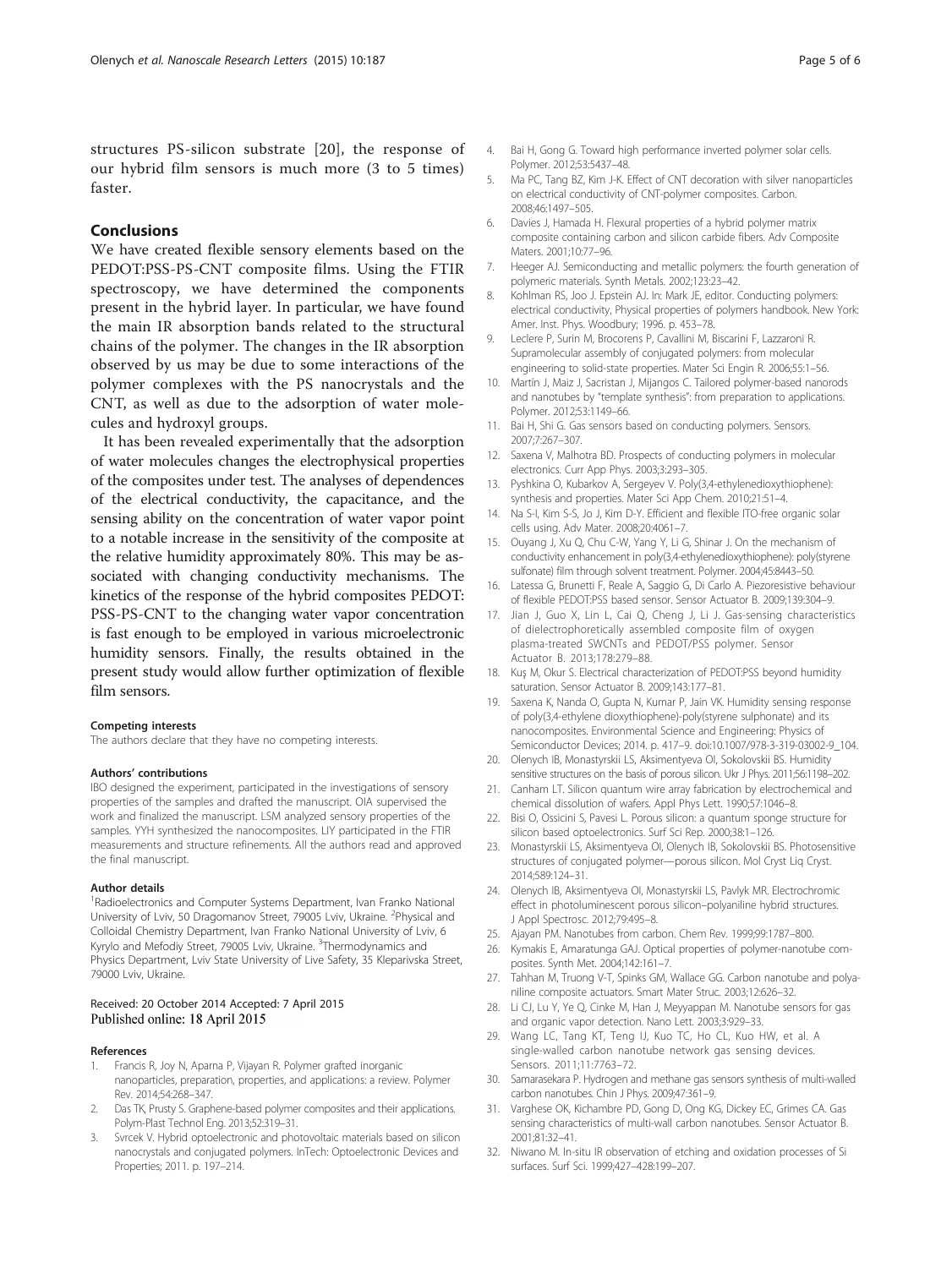structures PS-silicon substrate [20], the response of our hybrid film sensors is much more (3 to 5 times) faster.

## Conclusions

We have created flexible sensory elements based on the PEDOT:PSS-PS-CNT composite films. Using the FTIR spectroscopy, we have determined the components present in the hybrid layer. In particular, we have found the main IR absorption bands related to the structural chains of the polymer. The changes in the IR absorption observed by us may be due to some interactions of the polymer complexes with the PS nanocrystals and the CNT, as well as due to the adsorption of water molecules and hydroxyl groups.

It has been revealed experimentally that the adsorption of water molecules changes the electrophysical properties of the composites under test. The analyses of dependences of the electrical conductivity, the capacitance, and the sensing ability on the concentration of water vapor point to a notable increase in the sensitivity of the composite at the relative humidity approximately 80%. This may be associated with changing conductivity mechanisms. The kinetics of the response of the hybrid composites PEDOT:PSS-PS-CNT to the changing water vapor concentration is fast enough to be employed in various microelectronic humidity sensors. Finally, the results obtained in the present study would allow further optimization of flexible film sensors.

#### Competing interests

The authors declare that they have no competing interests.

#### Authors' contributions

IBO designed the experiment, participated in the investigations of sensory properties of the samples and drafted the manuscript. OIA supervised the work and finalized the manuscript. LSM analyzed sensory properties of the samples. YYH synthesized the nanocomposites. LIY participated in the FTIR measurements and structure refinements. All the authors read and approved the final manuscript.

#### Author details

[1]Radioelectronics and Computer Systems Department, Ivan Franko National University of Lviv, 50 Dragomanov Street, 79005 Lviv, Ukraine. [2]Physical and Colloidal Chemistry Department, Ivan Franko National University of Lviv, 6 Kyrylo and Mefodiy Street, 79005 Lviv, Ukraine. [3]Thermodynamics and Physics Department, Lviv State University of Live Safety, 35 Kleparivska Street, 79000 Lviv, Ukraine.

Received: 20 October 2014 Accepted: 7 April 2015
Published online: 18 April 2015

#### References

1. Francis R, Joy N, Aparna P, Vijayan R. Polymer grafted inorganic nanoparticles, preparation, properties, and applications: a review. Polymer Rev. 2014;54:268–347.
2. Das TK, Prusty S. Graphene-based polymer composites and their applications. Polym-Plast Technol Eng. 2013;52:319–31.
3. Svrcek V. Hybrid optoelectronic and photovoltaic materials based on silicon nanocrystals and conjugated polymers. InTech: Optoelectronic Devices and Properties; 2011. p. 197–214.
4. Bai H, Gong G. Toward high performance inverted polymer solar cells. Polymer. 2012;53:5437–48.
5. Ma PC, Tang BZ, Kim J-K. Effect of CNT decoration with silver nanoparticles on electrical conductivity of CNT-polymer composites. Carbon. 2008;46:1497–505.
6. Davies J, Hamada H. Flexural properties of a hybrid polymer matrix composite containing carbon and silicon carbide fibers. Adv Composite Maters. 2001;10:77–96.
7. Heeger AJ. Semiconducting and metallic polymers: the fourth generation of polymeric materials. Synth Metals. 2002;123:23–42.
8. Kohlman RS, Joo J. Epstein AJ. In: Mark JE, editor. Conducting polymers: electrical conductivity, Physical properties of polymers handbook. New York: Amer. Inst. Phys. Woodbury; 1996. p. 453–78.
9. Leclere P, Surin M, Brocorens P, Cavallini M, Biscarini F, Lazzaroni R. Supramolecular assembly of conjugated polymers: from molecular engineering to solid-state properties. Mater Sci Engin R. 2006;55:1–56.
10. Martín J, Maiz J, Sacristan J, Mijangos C. Tailored polymer-based nanorods and nanotubes by "template synthesis": from preparation to applications. Polymer. 2012;53:1149–66.
11. Bai H, Shi G. Gas sensors based on conducting polymers. Sensors. 2007;7:267–307.
12. Saxena V, Malhotra BD. Prospects of conducting polymers in molecular electronics. Curr App Phys. 2003;3:293–305.
13. Pyshkina O, Kubarkov A, Sergeyev V. Poly(3,4-ethylenedioxythiophene): synthesis and properties. Mater Sci App Chem. 2010;21:51–4.
14. Na S-I, Kim S-S, Jo J, Kim D-Y. Efficient and flexible ITO-free organic solar cells using. Adv Mater. 2008;20:4061–7.
15. Ouyang J, Xu Q, Chu C-W, Yang Y, Li G, Shinar J. On the mechanism of conductivity enhancement in poly(3,4-ethylenedioxythiophene): poly(styrene sulfonate) film through solvent treatment. Polymer. 2004;45:8443–50.
16. Latessa G, Brunetti F, Reale A, Saggio G, Di Carlo A. Piezoresistive behaviour of flexible PEDOT:PSS based sensor. Sensor Actuator B. 2009;139:304–9.
17. Jian J, Guo X, Lin L, Cai Q, Cheng J, Li J. Gas-sensing characteristics of dielectrophoretically assembled composite film of oxygen plasma-treated SWCNTs and PEDOT/PSS polymer. Sensor Actuator B. 2013;178:279–88.
18. Kuş M, Okur S. Electrical characterization of PEDOT:PSS beyond humidity saturation. Sensor Actuator B. 2009;143:177–81.
19. Saxena K, Nanda O, Gupta N, Kumar P, Jain VK. Humidity sensing response of poly(3,4-ethylene dioxythiophene)-poly(styrene sulphonate) and its nanocomposites. Environmental Science and Engineering: Physics of Semiconductor Devices; 2014. p. 417–9. doi:10.1007/978-3-319-03002-9_104.
20. Olenych IB, Monastyrskii LS, Aksimentyeva OI, Sokolovskii BS. Humidity sensitive structures on the basis of porous silicon. Ukr J Phys. 2011;56:1198–202.
21. Canham LT. Silicon quantum wire array fabrication by electrochemical and chemical dissolution of wafers. Appl Phys Lett. 1990;57:1046–8.
22. Bisi O, Ossicini S, Pavesi L. Porous silicon: a quantum sponge structure for silicon based optoelectronics. Surf Sci Rep. 2000;38:1–126.
23. Monastyrskii LS, Aksimentyeva OI, Olenych IB, Sokolovskii BS. Photosensitive structures of conjugated polymer—porous silicon. Mol Cryst Liq Cryst. 2014;589:124–31.
24. Olenych IB, Aksimentyeva OI, Monastyrskii LS, Pavlyk MR. Electrochromic effect in photoluminescent porous silicon–polyaniline hybrid structures. J Appl Spectrosc. 2012;79:495–8.
25. Ajayan PM. Nanotubes from carbon. Chem Rev. 1999;99:1787–800.
26. Kymakis E, Amaratunga GAJ. Optical properties of polymer-nanotube composites. Synth Met. 2004;142:161–7.
27. Tahhan M, Truong V-T, Spinks GM, Wallace GG. Carbon nanotube and polyaniline composite actuators. Smart Mater Struc. 2003;12:626–32.
28. Li CJ, Lu Y, Ye Q, Cinke M, Han J, Meyyappan M. Nanotube sensors for gas and organic vapor detection. Nano Lett. 2003;3:929–33.
29. Wang LC, Tang KT, Teng IJ, Kuo TC, Ho CL, Kuo HW, et al. A single-walled carbon nanotube network gas sensing devices. Sensors. 2011;11:7763–72.
30. Samarasekara P. Hydrogen and methane gas sensors synthesis of multi-walled carbon nanotubes. Chin J Phys. 2009;47:361–9.
31. Varghese OK, Kichambre PD, Gong D, Ong KG, Dickey EC, Grimes CA. Gas sensing characteristics of multi-wall carbon nanotubes. Sensor Actuator B. 2001;81:32–41.
32. Niwano M. In-situ IR observation of etching and oxidation processes of Si surfaces. Surf Sci. 1999;427–428:199–207.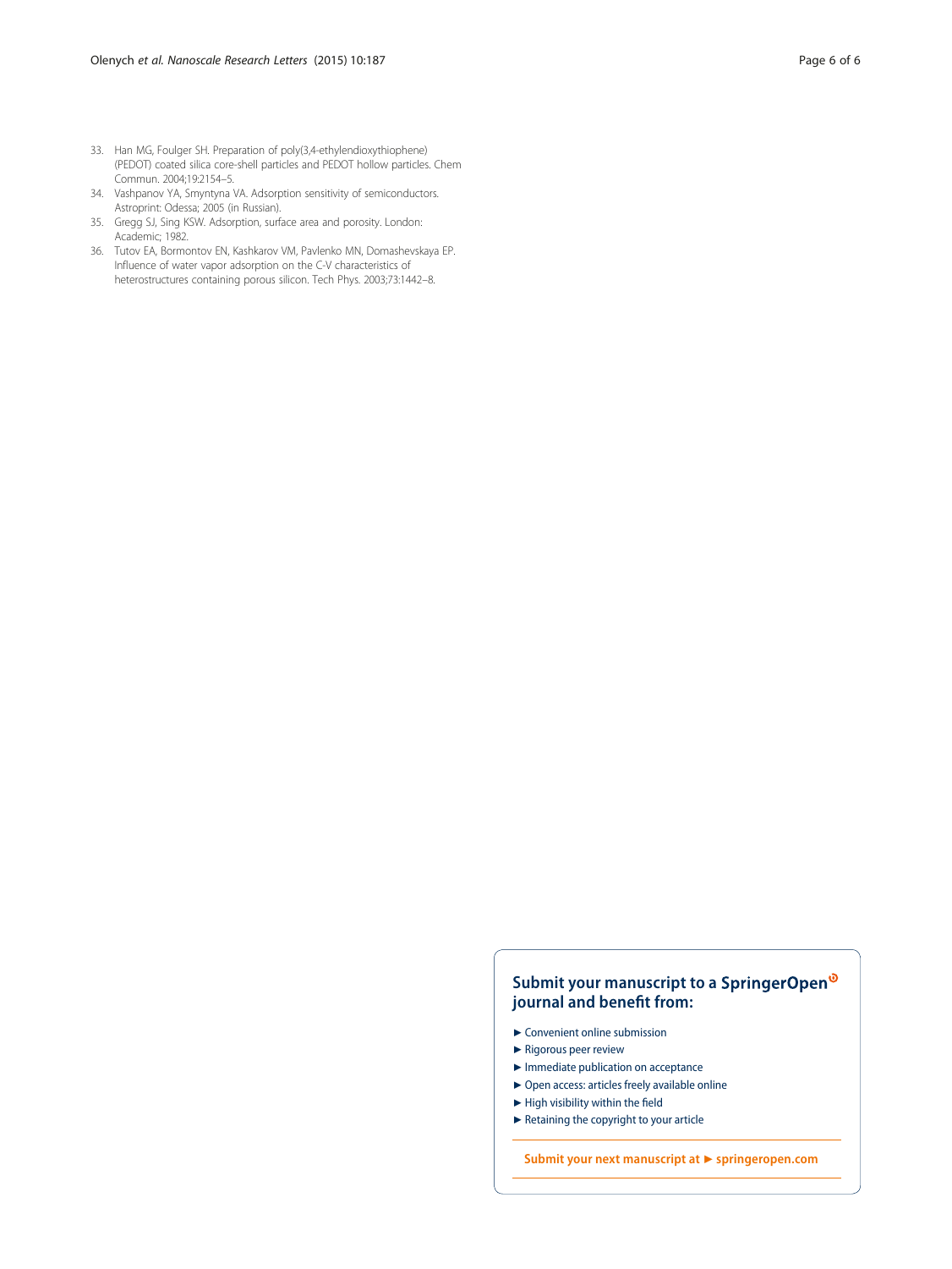33. Han MG, Foulger SH. Preparation of poly(3,4-ethylendioxythiophene) (PEDOT) coated silica core-shell particles and PEDOT hollow particles. Chem Commun. 2004;19:2154–5.
34. Vashpanov YA, Smyntyna VA. Adsorption sensitivity of semiconductors. Astroprint: Odessa; 2005 (in Russian).
35. Gregg SJ, Sing KSW. Adsorption, surface area and porosity. London: Academic; 1982.
36. Tutov EA, Bormontov EN, Kashkarov VM, Pavlenko MN, Domashevskaya EP. Influence of water vapor adsorption on the C-V characteristics of heterostructures containing porous silicon. Tech Phys. 2003;73:1442–8.

**Submit your manuscript to a SpringerOpen journal and benefit from:**

- ► Convenient online submission
- ► Rigorous peer review
- ► Immediate publication on acceptance
- ► Open access: articles freely available online
- ► High visibility within the field
- ► Retaining the copyright to your article

**Submit your next manuscript at ► springeropen.com**